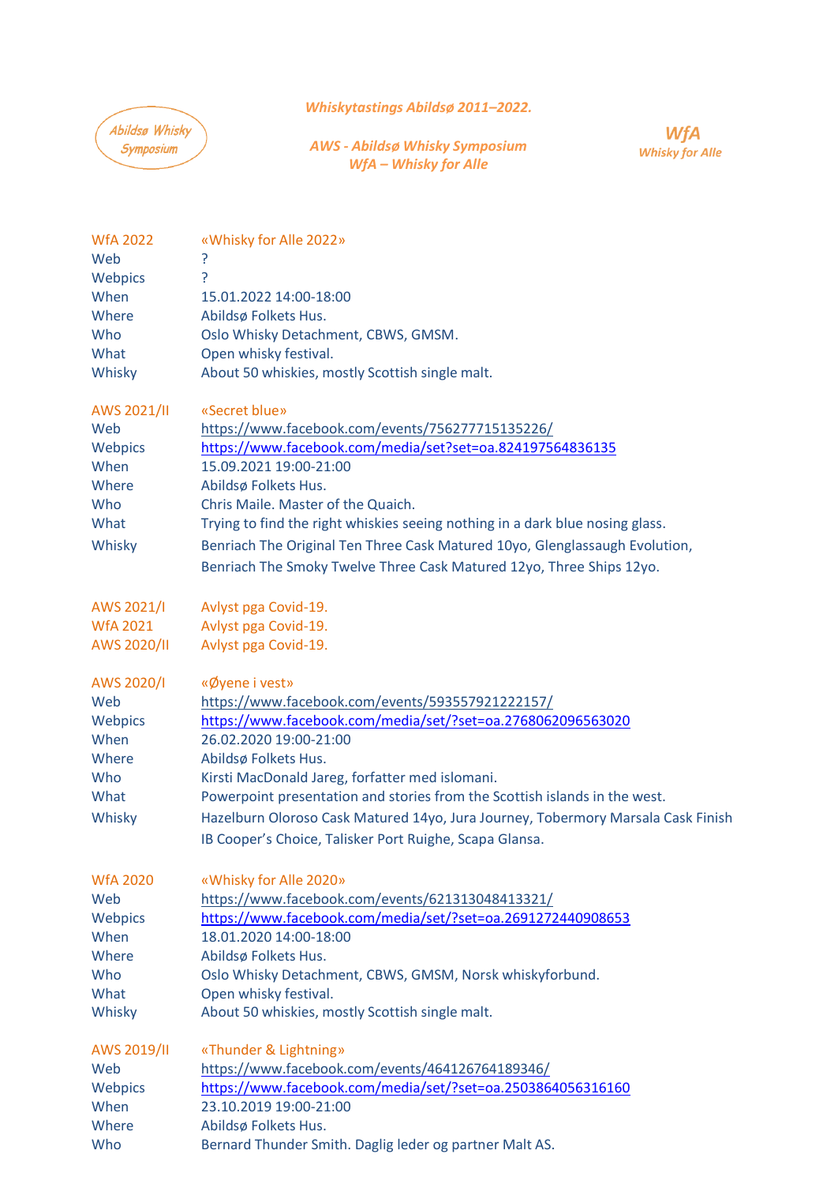Abildsø Whisky Symposium

*Whiskytastings Abildsø 2011–2022.*

*AWS - Abildsø Whisky Symposium*
*WfA – Whisky for Alle*

*WfA*
*Whisky for Alle*

| | |
|---|---|
| WfA 2022 | «Whisky for Alle 2022» |
| Web | ? |
| Webpics | ? |
| When | 15.01.2022 14:00-18:00 |
| Where | Abildsø Folkets Hus. |
| Who | Oslo Whisky Detachment, CBWS, GMSM. |
| What | Open whisky festival. |
| Whisky | About 50 whiskies, mostly Scottish single malt. |

| | |
|---|---|
| AWS 2021/II | «Secret blue» |
| Web | https://www.facebook.com/events/756277715135226/ |
| Webpics | https://www.facebook.com/media/set?set=oa.824197564836135 |
| When | 15.09.2021 19:00-21:00 |
| Where | Abildsø Folkets Hus. |
| Who | Chris Maile. Master of the Quaich. |
| What | Trying to find the right whiskies seeing nothing in a dark blue nosing glass. |
| Whisky | Benriach The Original Ten Three Cask Matured 10yo, Glenglassaugh Evolution, Benriach The Smoky Twelve Three Cask Matured 12yo, Three Ships 12yo. |

| | |
|---|---|
| AWS 2021/I | Avlyst pga Covid-19. |
| WfA 2021 | Avlyst pga Covid-19. |
| AWS 2020/II | Avlyst pga Covid-19. |

| | |
|---|---|
| AWS 2020/I | «Øyene i vest» |
| Web | https://www.facebook.com/events/593557921222157/ |
| Webpics | https://www.facebook.com/media/set/?set=oa.2768062096563020 |
| When | 26.02.2020 19:00-21:00 |
| Where | Abildsø Folkets Hus. |
| Who | Kirsti MacDonald Jareg, forfatter med islomani. |
| What | Powerpoint presentation and stories from the Scottish islands in the west. |
| Whisky | Hazelburn Oloroso Cask Matured 14yo, Jura Journey, Tobermory Marsala Cask Finish IB Cooper's Choice, Talisker Port Ruighe, Scapa Glansa. |

| | |
|---|---|
| WfA 2020 | «Whisky for Alle 2020» |
| Web | https://www.facebook.com/events/621313048413321/ |
| Webpics | https://www.facebook.com/media/set/?set=oa.2691272440908653 |
| When | 18.01.2020 14:00-18:00 |
| Where | Abildsø Folkets Hus. |
| Who | Oslo Whisky Detachment, CBWS, GMSM, Norsk whiskyforbund. |
| What | Open whisky festival. |
| Whisky | About 50 whiskies, mostly Scottish single malt. |

| | |
|---|---|
| AWS 2019/II | «Thunder & Lightning» |
| Web | https://www.facebook.com/events/464126764189346/ |
| Webpics | https://www.facebook.com/media/set/?set=oa.2503864056316160 |
| When | 23.10.2019 19:00-21:00 |
| Where | Abildsø Folkets Hus. |
| Who | Bernard Thunder Smith. Daglig leder og partner Malt AS. |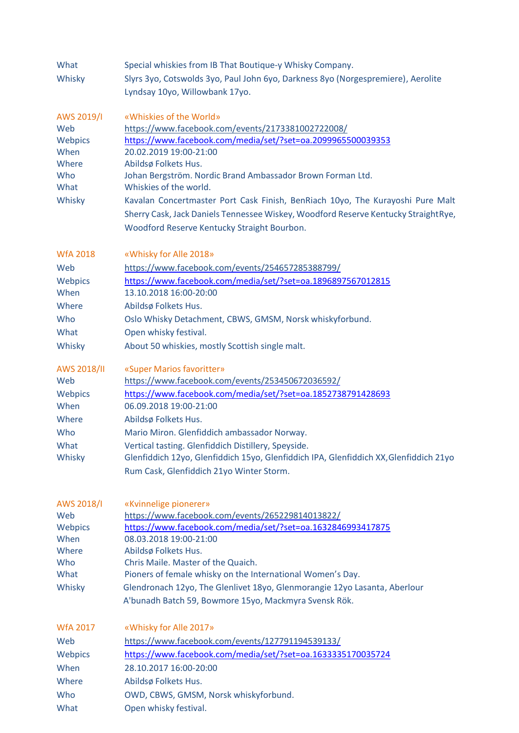| | |
|---|---|
| What | Special whiskies from IB That Boutique-y Whisky Company. |
| Whisky | Slyrs 3yo, Cotswolds 3yo, Paul John 6yo, Darkness 8yo (Norgespremiere), Aerolite Lyndsay 10yo, Willowbank 17yo. |

| AWS 2019/I | «Whiskies of the World» |
|---|---|
| Web | https://www.facebook.com/events/2173381002722008/ |
| Webpics | https://www.facebook.com/media/set/?set=oa.2099965500039353 |
| When | 20.02.2019 19:00-21:00 |
| Where | Abildsø Folkets Hus. |
| Who | Johan Bergström. Nordic Brand Ambassador Brown Forman Ltd. |
| What | Whiskies of the world. |
| Whisky | Kavalan Concertmaster Port Cask Finish, BenRiach 10yo, The Kurayoshi Pure Malt Sherry Cask, Jack Daniels Tennessee Wiskey, Woodford Reserve Kentucky StraightRye, Woodford Reserve Kentucky Straight Bourbon. |

| WfA 2018 | «Whisky for Alle 2018» |
|---|---|
| Web | https://www.facebook.com/events/254657285388799/ |
| Webpics | https://www.facebook.com/media/set/?set=oa.1896897567012815 |
| When | 13.10.2018 16:00-20:00 |
| Where | Abildsø Folkets Hus. |
| Who | Oslo Whisky Detachment, CBWS, GMSM, Norsk whiskyforbund. |
| What | Open whisky festival. |
| Whisky | About 50 whiskies, mostly Scottish single malt. |

| AWS 2018/II | «Super Marios favoritter» |
|---|---|
| Web | https://www.facebook.com/events/253450672036592/ |
| Webpics | https://www.facebook.com/media/set/?set=oa.1852738791428693 |
| When | 06.09.2018 19:00-21:00 |
| Where | Abildsø Folkets Hus. |
| Who | Mario Miron. Glenfiddich ambassador Norway. |
| What | Vertical tasting. Glenfiddich Distillery, Speyside. |
| Whisky | Glenfiddich 12yo, Glenfiddich 15yo, Glenfiddich IPA, Glenfiddich XX,Glenfiddich 21yo Rum Cask, Glenfiddich 21yo Winter Storm. |

| AWS 2018/I | «Kvinnelige pionerer» |
|---|---|
| Web | https://www.facebook.com/events/265229814013822/ |
| Webpics | https://www.facebook.com/media/set/?set=oa.1632846993417875 |
| When | 08.03.2018 19:00-21:00 |
| Where | Abildsø Folkets Hus. |
| Who | Chris Maile. Master of the Quaich. |
| What | Pioners of female whisky on the International Women's Day. |
| Whisky | Glendronach 12yo, The Glenlivet 18yo, Glenmorangie 12yo Lasanta, Aberlour A'bunadh Batch 59, Bowmore 15yo, Mackmyra Svensk Rök. |

| WfA 2017 | «Whisky for Alle 2017» |
|---|---|
| Web | https://www.facebook.com/events/127791194539133/ |
| Webpics | https://www.facebook.com/media/set/?set=oa.1633335170035724 |
| When | 28.10.2017 16:00-20:00 |
| Where | Abildsø Folkets Hus. |
| Who | OWD, CBWS, GMSM, Norsk whiskyforbund. |
| What | Open whisky festival. |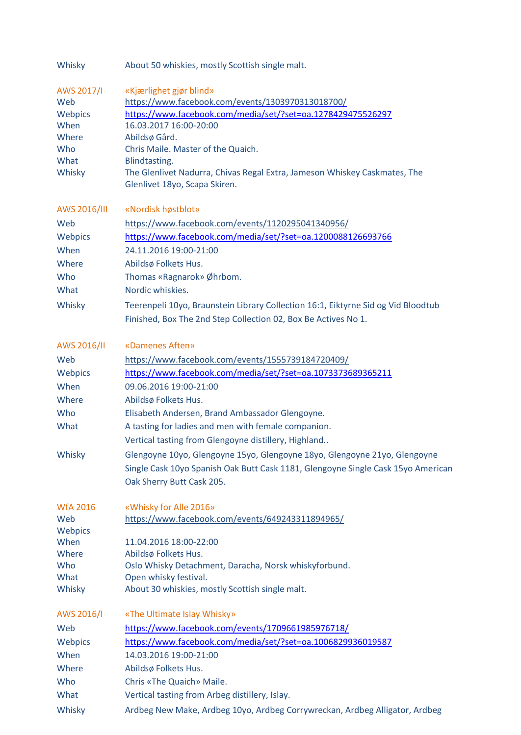| | |
|---|---|
| Whisky | About 50 whiskies, mostly Scottish single malt. |

| | |
|---|---|
| AWS 2017/I | «Kjærlighet gjør blind» |
| Web | https://www.facebook.com/events/1303970313018700/ |
| Webpics | https://www.facebook.com/media/set/?set=oa.1278429475526297 |
| When | 16.03.2017 16:00-20:00 |
| Where | Abildsø Gård. |
| Who | Chris Maile. Master of the Quaich. |
| What | Blindtasting. |
| Whisky | The Glenlivet Nadurra, Chivas Regal Extra, Jameson Whiskey Caskmates, The Glenlivet 18yo, Scapa Skiren. |

| | |
|---|---|
| AWS 2016/III | «Nordisk høstblot» |
| Web | https://www.facebook.com/events/1120295041340956/ |
| Webpics | https://www.facebook.com/media/set/?set=oa.1200088126693766 |
| When | 24.11.2016 19:00-21:00 |
| Where | Abildsø Folkets Hus. |
| Who | Thomas «Ragnarok» Øhrbom. |
| What | Nordic whiskies. |
| Whisky | Teerenpeli 10yo, Braunstein Library Collection 16:1, Eiktyrne Sid og Vid Bloodtub Finished, Box The 2nd Step Collection 02, Box Be Actives No 1. |

| | |
|---|---|
| AWS 2016/II | «Damenes Aften» |
| Web | https://www.facebook.com/events/1555739184720409/ |
| Webpics | https://www.facebook.com/media/set/?set=oa.1073373689365211 |
| When | 09.06.2016 19:00-21:00 |
| Where | Abildsø Folkets Hus. |
| Who | Elisabeth Andersen, Brand Ambassador Glengoyne. |
| What | A tasting for ladies and men with female companion. Vertical tasting from Glengoyne distillery, Highland.. |
| Whisky | Glengoyne 10yo, Glengoyne 15yo, Glengoyne 18yo, Glengoyne 21yo, Glengoyne Single Cask 10yo Spanish Oak Butt Cask 1181, Glengoyne Single Cask 15yo American Oak Sherry Butt Cask 205. |

| | |
|---|---|
| WfA 2016 | «Whisky for Alle 2016» |
| Web | https://www.facebook.com/events/649243311894965/ |
| Webpics | |
| When | 11.04.2016 18:00-22:00 |
| Where | Abildsø Folkets Hus. |
| Who | Oslo Whisky Detachment, Daracha, Norsk whiskyforbund. |
| What | Open whisky festival. |
| Whisky | About 30 whiskies, mostly Scottish single malt. |

| | |
|---|---|
| AWS 2016/I | «The Ultimate Islay Whisky» |
| Web | https://www.facebook.com/events/1709661985976718/ |
| Webpics | https://www.facebook.com/media/set/?set=oa.1006829936019587 |
| When | 14.03.2016 19:00-21:00 |
| Where | Abildsø Folkets Hus. |
| Who | Chris «The Quaich» Maile. |
| What | Vertical tasting from Arbeg distillery, Islay. |
| Whisky | Ardbeg New Make, Ardbeg 10yo, Ardbeg Corrywreckan, Ardbeg Alligator, Ardbeg |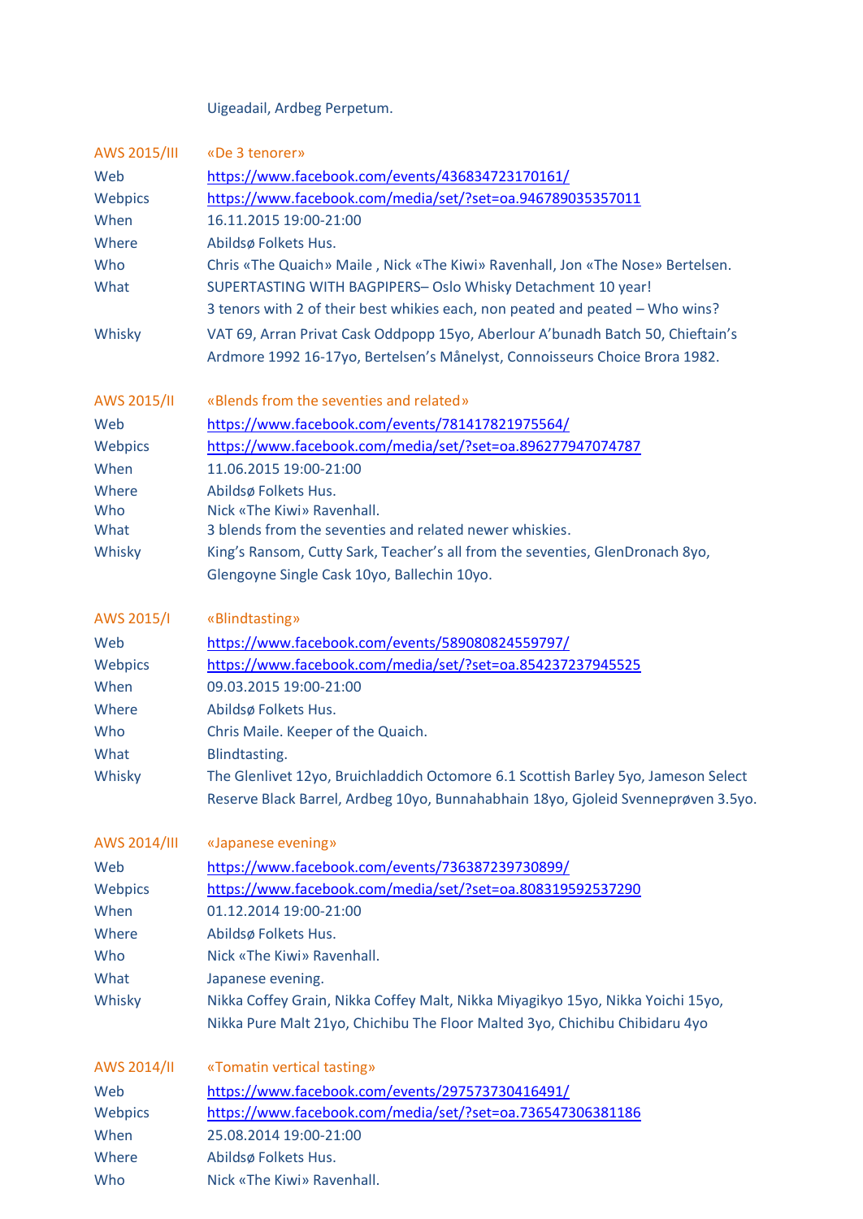Uigeadail, Ardbeg Perpetum.

| AWS 2015/III | «De 3 tenorer» |
|---|---|
| Web | https://www.facebook.com/events/436834723170161/ |
| Webpics | https://www.facebook.com/media/set/?set=oa.946789035357011 |
| When | 16.11.2015 19:00-21:00 |
| Where | Abildsø Folkets Hus. |
| Who | Chris «The Quaich» Maile , Nick «The Kiwi» Ravenhall, Jon «The Nose» Bertelsen. |
| What | SUPERTASTING WITH BAGPIPERS– Oslo Whisky Detachment 10 year! 3 tenors with 2 of their best whikies each, non peated and peated – Who wins? |
| Whisky | VAT 69, Arran Privat Cask Oddpopp 15yo, Aberlour A'bunadh Batch 50, Chieftain's Ardmore 1992 16-17yo, Bertelsen's Månelyst, Connoisseurs Choice Brora 1982. |

| AWS 2015/II | «Blends from the seventies and related» |
|---|---|
| Web | https://www.facebook.com/events/781417821975564/ |
| Webpics | https://www.facebook.com/media/set/?set=oa.896277947074787 |
| When | 11.06.2015 19:00-21:00 |
| Where | Abildsø Folkets Hus. |
| Who | Nick «The Kiwi» Ravenhall. |
| What | 3 blends from the seventies and related newer whiskies. |
| Whisky | King's Ransom, Cutty Sark, Teacher's all from the seventies, GlenDronach 8yo, Glengoyne Single Cask 10yo, Ballechin 10yo. |

| AWS 2015/I | «Blindtasting» |
|---|---|
| Web | https://www.facebook.com/events/589080824559797/ |
| Webpics | https://www.facebook.com/media/set/?set=oa.854237237945525 |
| When | 09.03.2015 19:00-21:00 |
| Where | Abildsø Folkets Hus. |
| Who | Chris Maile. Keeper of the Quaich. |
| What | Blindtasting. |
| Whisky | The Glenlivet 12yo, Bruichladdich Octomore 6.1 Scottish Barley 5yo, Jameson Select Reserve Black Barrel, Ardbeg 10yo, Bunnahabhain 18yo, Gjoleid Svenneprøven 3.5yo. |

| AWS 2014/III | «Japanese evening» |
|---|---|
| Web | https://www.facebook.com/events/736387239730899/ |
| Webpics | https://www.facebook.com/media/set/?set=oa.808319592537290 |
| When | 01.12.2014 19:00-21:00 |
| Where | Abildsø Folkets Hus. |
| Who | Nick «The Kiwi» Ravenhall. |
| What | Japanese evening. |
| Whisky | Nikka Coffey Grain, Nikka Coffey Malt, Nikka Miyagikyo 15yo, Nikka Yoichi 15yo, Nikka Pure Malt 21yo, Chichibu The Floor Malted 3yo, Chichibu Chibidaru 4yo |

| AWS 2014/II | «Tomatin vertical tasting» |
|---|---|
| Web | https://www.facebook.com/events/297573730416491/ |
| Webpics | https://www.facebook.com/media/set/?set=oa.736547306381186 |
| When | 25.08.2014 19:00-21:00 |
| Where | Abildsø Folkets Hus. |
| Who | Nick «The Kiwi» Ravenhall. |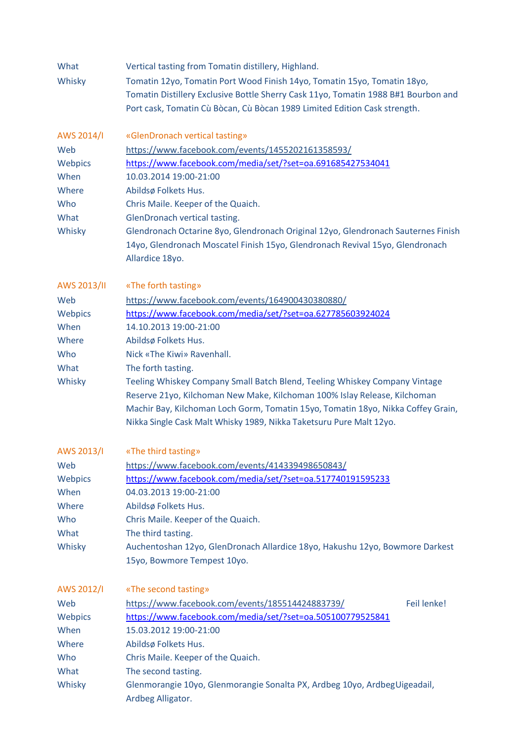| | |
|---|---|
| What | Vertical tasting from Tomatin distillery, Highland. |
| Whisky | Tomatin 12yo, Tomatin Port Wood Finish 14yo, Tomatin 15yo, Tomatin 18yo, Tomatin Distillery Exclusive Bottle Sherry Cask 11yo, Tomatin 1988 B#1 Bourbon and Port cask, Tomatin Cù Bòcan, Cù Bòcan 1989 Limited Edition Cask strength. |

| | |
|---|---|
| AWS 2014/I | «GlenDronach vertical tasting» |
| Web | https://www.facebook.com/events/1455202161358593/ |
| Webpics | https://www.facebook.com/media/set/?set=oa.691685427534041 |
| When | 10.03.2014 19:00-21:00 |
| Where | Abildsø Folkets Hus. |
| Who | Chris Maile. Keeper of the Quaich. |
| What | GlenDronach vertical tasting. |
| Whisky | Glendronach Octarine 8yo, Glendronach Original 12yo, Glendronach Sauternes Finish 14yo, Glendronach Moscatel Finish 15yo, Glendronach Revival 15yo, Glendronach Allardice 18yo. |

| | |
|---|---|
| AWS 2013/II | «The forth tasting» |
| Web | https://www.facebook.com/events/164900430380880/ |
| Webpics | https://www.facebook.com/media/set/?set=oa.627785603924024 |
| When | 14.10.2013 19:00-21:00 |
| Where | Abildsø Folkets Hus. |
| Who | Nick «The Kiwi» Ravenhall. |
| What | The forth tasting. |
| Whisky | Teeling Whiskey Company Small Batch Blend, Teeling Whiskey Company Vintage Reserve 21yo, Kilchoman New Make, Kilchoman 100% Islay Release, Kilchoman Machir Bay, Kilchoman Loch Gorm, Tomatin 15yo, Tomatin 18yo, Nikka Coffey Grain, Nikka Single Cask Malt Whisky 1989, Nikka Taketsuru Pure Malt 12yo. |

| | |
|---|---|
| AWS 2013/I | «The third tasting» |
| Web | https://www.facebook.com/events/414339498650843/ |
| Webpics | https://www.facebook.com/media/set/?set=oa.517740191595233 |
| When | 04.03.2013 19:00-21:00 |
| Where | Abildsø Folkets Hus. |
| Who | Chris Maile. Keeper of the Quaich. |
| What | The third tasting. |
| Whisky | Auchentoshan 12yo, GlenDronach Allardice 18yo, Hakushu 12yo, Bowmore Darkest 15yo, Bowmore Tempest 10yo. |

| | |
|---|---|
| AWS 2012/I | «The second tasting» |
| Web | https://www.facebook.com/events/185514424883739/ Feil lenke! |
| Webpics | https://www.facebook.com/media/set/?set=oa.505100779525841 |
| When | 15.03.2012 19:00-21:00 |
| Where | Abildsø Folkets Hus. |
| Who | Chris Maile. Keeper of the Quaich. |
| What | The second tasting. |
| Whisky | Glenmorangie 10yo, Glenmorangie Sonalta PX, Ardbeg 10yo, ArdbegUigeadail, Ardbeg Alligator. |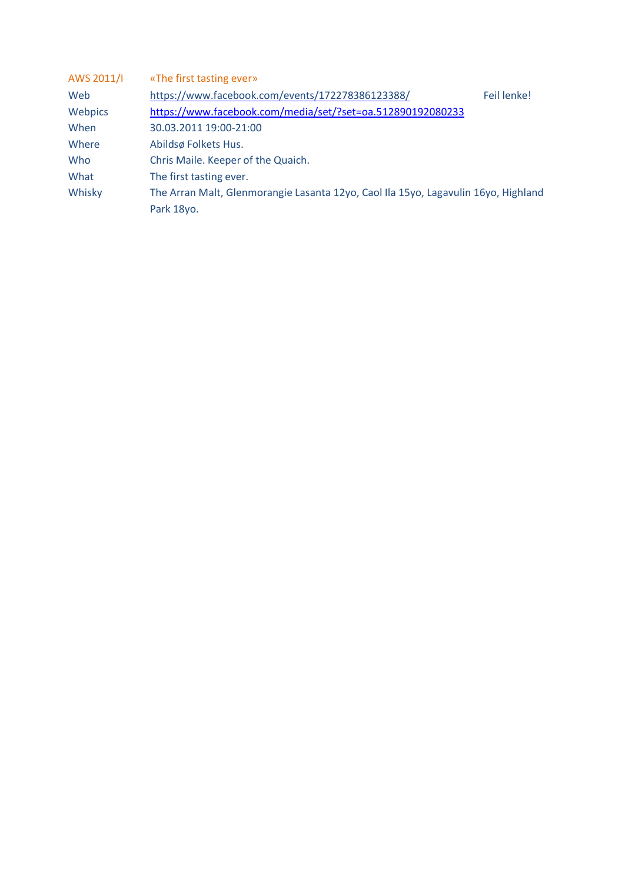| | | |
|---|---|---|
| AWS 2011/I | «The first tasting ever» | |
| Web | https://www.facebook.com/events/172278386123388/ | Feil lenke! |
| Webpics | https://www.facebook.com/media/set/?set=oa.512890192080233 | |
| When | 30.03.2011 19:00-21:00 | |
| Where | Abildsø Folkets Hus. | |
| Who | Chris Maile. Keeper of the Quaich. | |
| What | The first tasting ever. | |
| Whisky | The Arran Malt, Glenmorangie Lasanta 12yo, Caol Ila 15yo, Lagavulin 16yo, Highland Park 18yo. | |